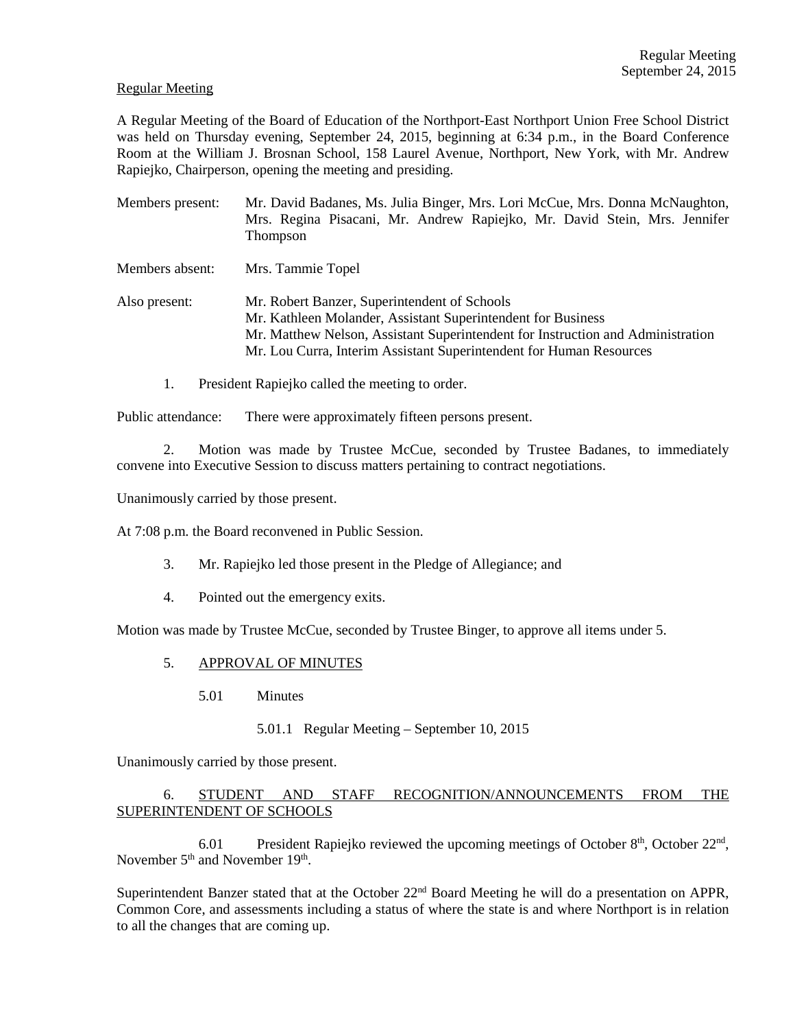Regular Meeting

A Regular Meeting of the Board of Education of the Northport-East Northport Union Free School District was held on Thursday evening, September 24, 2015, beginning at 6:34 p.m., in the Board Conference Room at the William J. Brosnan School, 158 Laurel Avenue, Northport, New York, with Mr. Andrew Rapiejko, Chairperson, opening the meeting and presiding.

Members present: Mr. David Badanes, Ms. Julia Binger, Mrs. Lori McCue, Mrs. Donna McNaughton, Mrs. Regina Pisacani, Mr. Andrew Rapiejko, Mr. David Stein, Mrs. Jennifer Thompson

Members absent: Mrs. Tammie Topel

Also present:
Mr. Robert Banzer, Superintendent of Schools
Mr. Kathleen Molander, Assistant Superintendent for Business
Mr. Matthew Nelson, Assistant Superintendent for Instruction and Administration
Mr. Lou Curra, Interim Assistant Superintendent for Human Resources

1. President Rapiejko called the meeting to order.

Public attendance: There were approximately fifteen persons present.

2. Motion was made by Trustee McCue, seconded by Trustee Badanes, to immediately convene into Executive Session to discuss matters pertaining to contract negotiations.

Unanimously carried by those present.

At 7:08 p.m. the Board reconvened in Public Session.

3. Mr. Rapiejko led those present in the Pledge of Allegiance; and

4. Pointed out the emergency exits.

Motion was made by Trustee McCue, seconded by Trustee Binger, to approve all items under 5.

5. APPROVAL OF MINUTES

5.01 Minutes

5.01.1 Regular Meeting – September 10, 2015

Unanimously carried by those present.

6. STUDENT AND STAFF RECOGNITION/ANNOUNCEMENTS FROM THE SUPERINTENDENT OF SCHOOLS

6.01 President Rapiejko reviewed the upcoming meetings of October 8th, October 22nd, November 5th and November 19th.

Superintendent Banzer stated that at the October 22nd Board Meeting he will do a presentation on APPR, Common Core, and assessments including a status of where the state is and where Northport is in relation to all the changes that are coming up.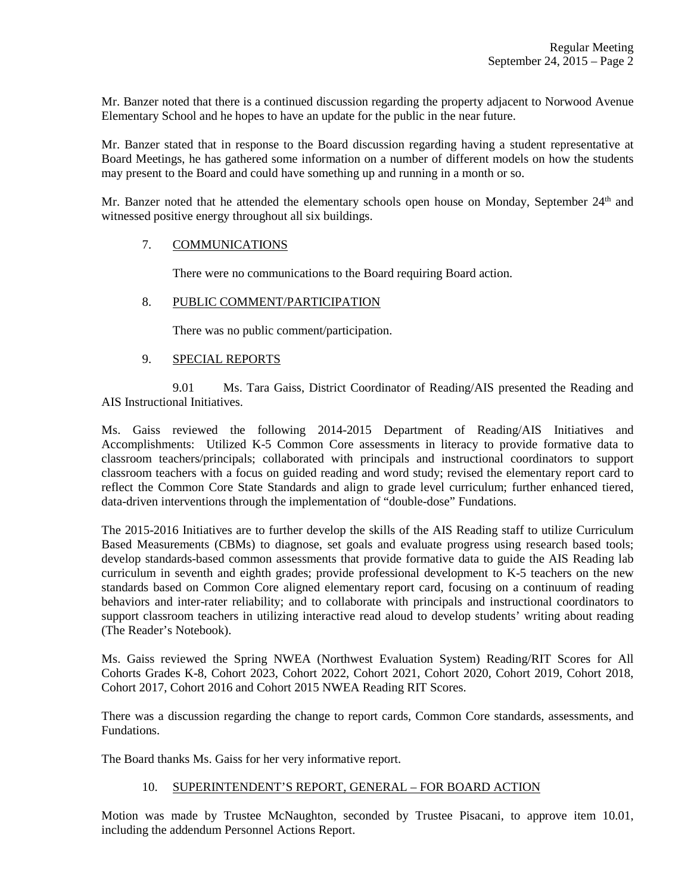Mr. Banzer noted that there is a continued discussion regarding the property adjacent to Norwood Avenue Elementary School and he hopes to have an update for the public in the near future.

Mr. Banzer stated that in response to the Board discussion regarding having a student representative at Board Meetings, he has gathered some information on a number of different models on how the students may present to the Board and could have something up and running in a month or so.

Mr. Banzer noted that he attended the elementary schools open house on Monday, September 24th and witnessed positive energy throughout all six buildings.

7. COMMUNICATIONS

There were no communications to the Board requiring Board action.

8. PUBLIC COMMENT/PARTICIPATION

There was no public comment/participation.

9. SPECIAL REPORTS

9.01 Ms. Tara Gaiss, District Coordinator of Reading/AIS presented the Reading and AIS Instructional Initiatives.

Ms. Gaiss reviewed the following 2014-2015 Department of Reading/AIS Initiatives and Accomplishments: Utilized K-5 Common Core assessments in literacy to provide formative data to classroom teachers/principals; collaborated with principals and instructional coordinators to support classroom teachers with a focus on guided reading and word study; revised the elementary report card to reflect the Common Core State Standards and align to grade level curriculum; further enhanced tiered, data-driven interventions through the implementation of "double-dose" Fundations.

The 2015-2016 Initiatives are to further develop the skills of the AIS Reading staff to utilize Curriculum Based Measurements (CBMs) to diagnose, set goals and evaluate progress using research based tools; develop standards-based common assessments that provide formative data to guide the AIS Reading lab curriculum in seventh and eighth grades; provide professional development to K-5 teachers on the new standards based on Common Core aligned elementary report card, focusing on a continuum of reading behaviors and inter-rater reliability; and to collaborate with principals and instructional coordinators to support classroom teachers in utilizing interactive read aloud to develop students' writing about reading (The Reader's Notebook).

Ms. Gaiss reviewed the Spring NWEA (Northwest Evaluation System) Reading/RIT Scores for All Cohorts Grades K-8, Cohort 2023, Cohort 2022, Cohort 2021, Cohort 2020, Cohort 2019, Cohort 2018, Cohort 2017, Cohort 2016 and Cohort 2015 NWEA Reading RIT Scores.

There was a discussion regarding the change to report cards, Common Core standards, assessments, and Fundations.

The Board thanks Ms. Gaiss for her very informative report.

10. SUPERINTENDENT'S REPORT, GENERAL – FOR BOARD ACTION

Motion was made by Trustee McNaughton, seconded by Trustee Pisacani, to approve item 10.01, including the addendum Personnel Actions Report.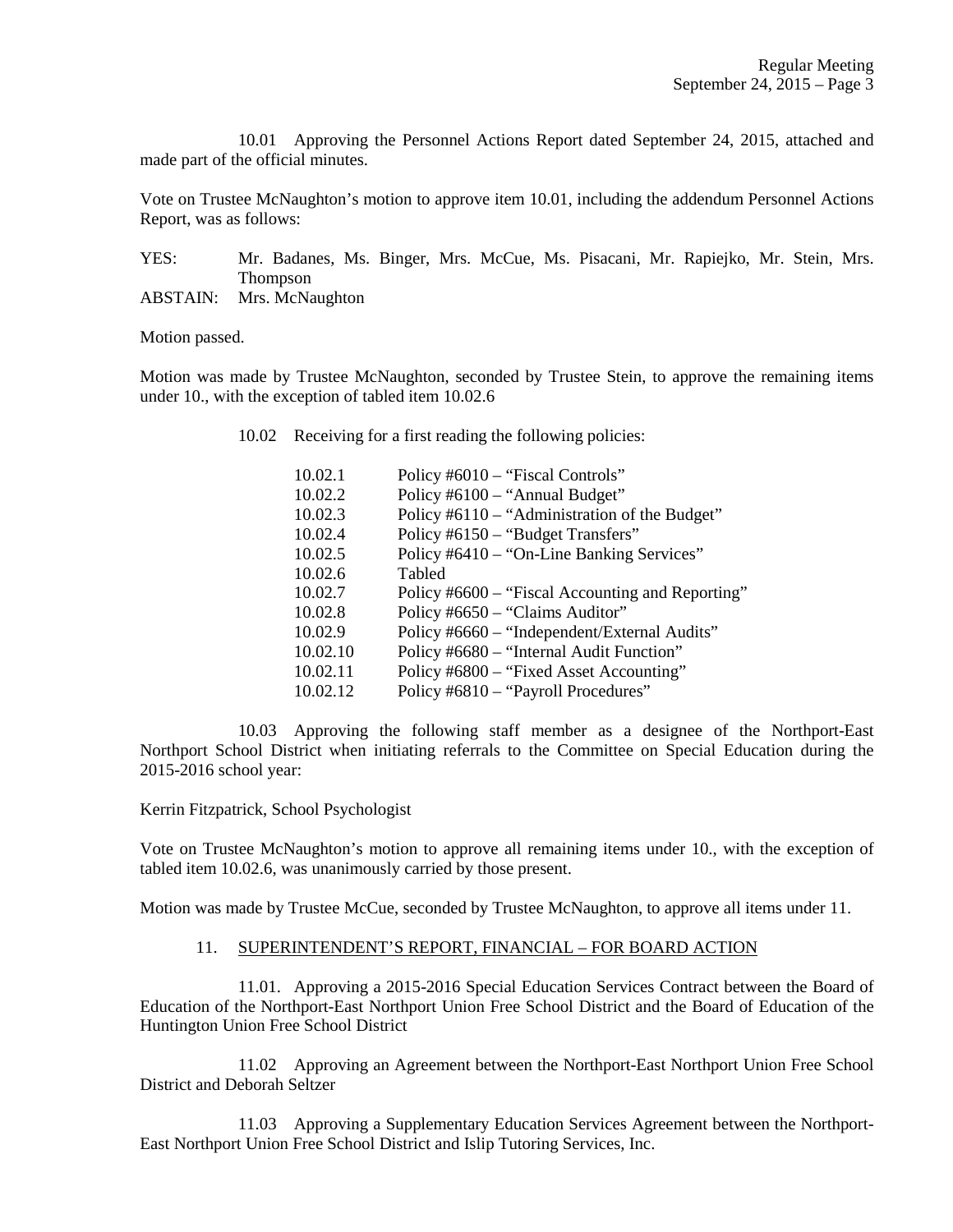10.01 Approving the Personnel Actions Report dated September 24, 2015, attached and made part of the official minutes.

Vote on Trustee McNaughton's motion to approve item 10.01, including the addendum Personnel Actions Report, was as follows:

YES: Mr. Badanes, Ms. Binger, Mrs. McCue, Ms. Pisacani, Mr. Rapiejko, Mr. Stein, Mrs. Thompson
ABSTAIN: Mrs. McNaughton

Motion passed.

Motion was made by Trustee McNaughton, seconded by Trustee Stein, to approve the remaining items under 10., with the exception of tabled item 10.02.6

10.02 Receiving for a first reading the following policies:

| | |
|---|---|
| 10.02.1 | Policy #6010 – "Fiscal Controls" |
| 10.02.2 | Policy #6100 – "Annual Budget" |
| 10.02.3 | Policy #6110 – "Administration of the Budget" |
| 10.02.4 | Policy #6150 – "Budget Transfers" |
| 10.02.5 | Policy #6410 – "On-Line Banking Services" |
| 10.02.6 | Tabled |
| 10.02.7 | Policy #6600 – "Fiscal Accounting and Reporting" |
| 10.02.8 | Policy #6650 – "Claims Auditor" |
| 10.02.9 | Policy #6660 – "Independent/External Audits" |
| 10.02.10 | Policy #6680 – "Internal Audit Function" |
| 10.02.11 | Policy #6800 – "Fixed Asset Accounting" |
| 10.02.12 | Policy #6810 – "Payroll Procedures" |

10.03 Approving the following staff member as a designee of the Northport-East Northport School District when initiating referrals to the Committee on Special Education during the 2015-2016 school year:

Kerrin Fitzpatrick, School Psychologist

Vote on Trustee McNaughton's motion to approve all remaining items under 10., with the exception of tabled item 10.02.6, was unanimously carried by those present.

Motion was made by Trustee McCue, seconded by Trustee McNaughton, to approve all items under 11.

11. SUPERINTENDENT'S REPORT, FINANCIAL – FOR BOARD ACTION

11.01. Approving a 2015-2016 Special Education Services Contract between the Board of Education of the Northport-East Northport Union Free School District and the Board of Education of the Huntington Union Free School District

11.02 Approving an Agreement between the Northport-East Northport Union Free School District and Deborah Seltzer

11.03 Approving a Supplementary Education Services Agreement between the Northport-East Northport Union Free School District and Islip Tutoring Services, Inc.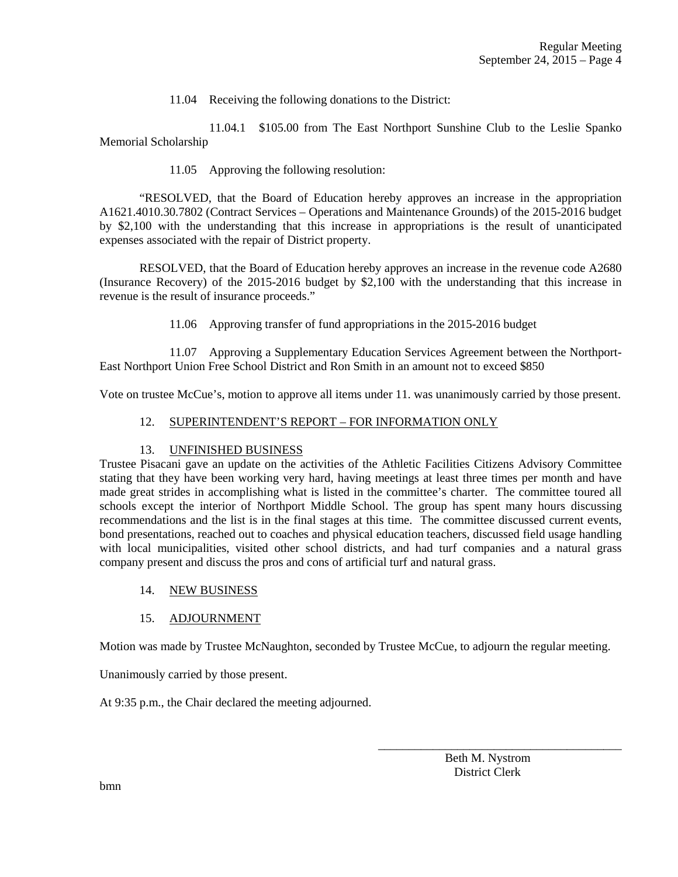11.04 Receiving the following donations to the District:

11.04.1 $105.00 from The East Northport Sunshine Club to the Leslie Spanko Memorial Scholarship

11.05 Approving the following resolution:

"RESOLVED, that the Board of Education hereby approves an increase in the appropriation A1621.4010.30.7802 (Contract Services – Operations and Maintenance Grounds) of the 2015-2016 budget by $2,100 with the understanding that this increase in appropriations is the result of unanticipated expenses associated with the repair of District property.

RESOLVED, that the Board of Education hereby approves an increase in the revenue code A2680 (Insurance Recovery) of the 2015-2016 budget by $2,100 with the understanding that this increase in revenue is the result of insurance proceeds."

11.06 Approving transfer of fund appropriations in the 2015-2016 budget

11.07 Approving a Supplementary Education Services Agreement between the Northport-East Northport Union Free School District and Ron Smith in an amount not to exceed $850

Vote on trustee McCue's, motion to approve all items under 11. was unanimously carried by those present.

12. SUPERINTENDENT'S REPORT – FOR INFORMATION ONLY

13. UNFINISHED BUSINESS

Trustee Pisacani gave an update on the activities of the Athletic Facilities Citizens Advisory Committee stating that they have been working very hard, having meetings at least three times per month and have made great strides in accomplishing what is listed in the committee's charter. The committee toured all schools except the interior of Northport Middle School. The group has spent many hours discussing recommendations and the list is in the final stages at this time. The committee discussed current events, bond presentations, reached out to coaches and physical education teachers, discussed field usage handling with local municipalities, visited other school districts, and had turf companies and a natural grass company present and discuss the pros and cons of artificial turf and natural grass.

14. NEW BUSINESS

15. ADJOURNMENT

Motion was made by Trustee McNaughton, seconded by Trustee McCue, to adjourn the regular meeting.

Unanimously carried by those present.

At 9:35 p.m., the Chair declared the meeting adjourned.

\_\_\_\_\_\_\_\_\_\_\_\_\_\_\_\_\_\_\_\_\_\_\_\_\_\_\_\_\_\_\_\_\_\_\_\_\_\_\_\_

Beth M. Nystrom
District Clerk

bmn